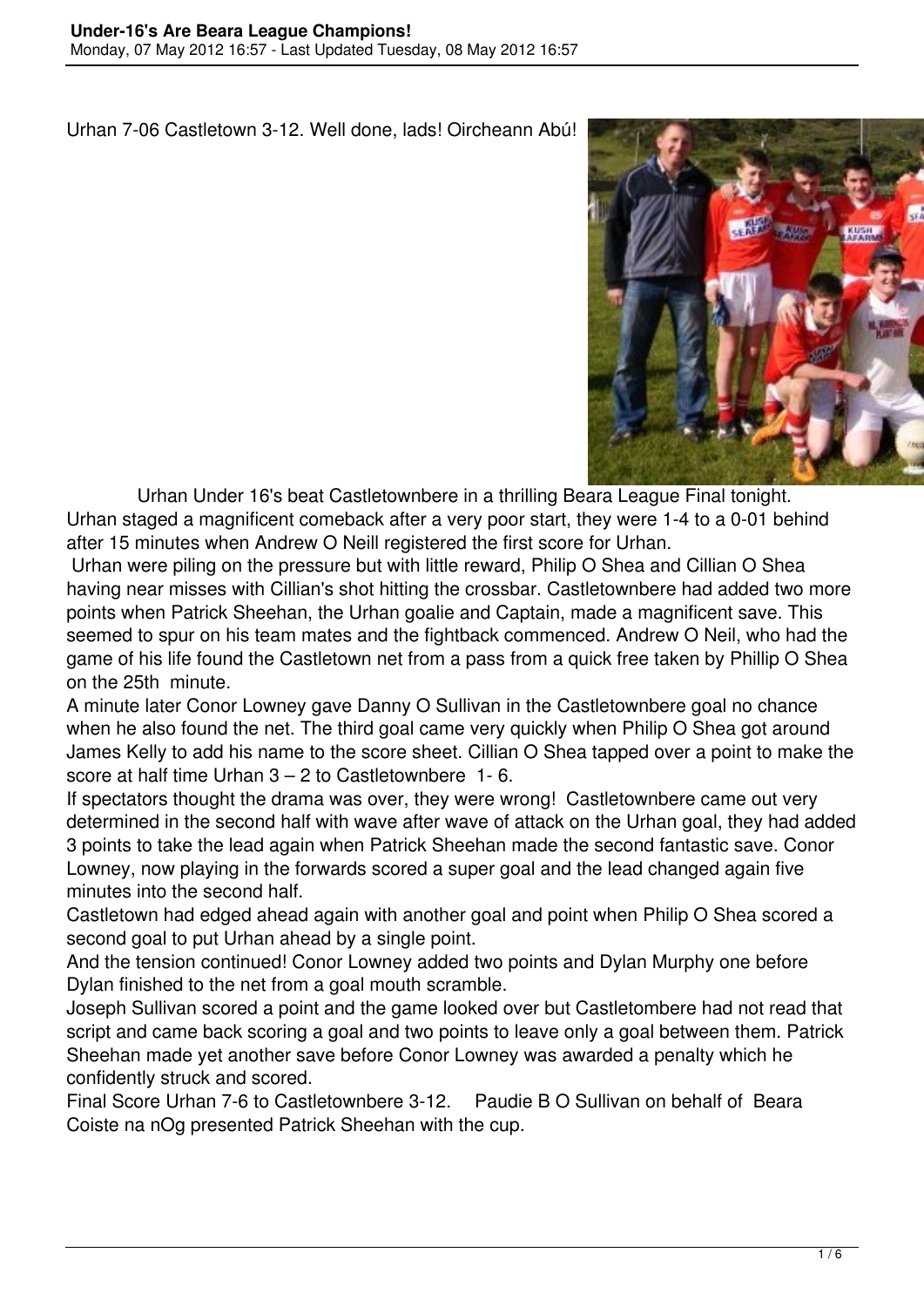# Under-16's Are Beara League Champions!

Monday, 07 May 2012 16:57 - Last Updated Tuesday, 08 May 2012 16:57

Urhan 7-06 Castletown 3-12. Well done, lads! Oircheann Abú!

Urhan Under 16's beat Castletownbere in a thrilling Beara League Final tonight. Urhan staged a magnificent comeback after a very poor start, they were 1-4 to a 0-01 behind after 15 minutes when Andrew O Neill registered the first score for Urhan.

Urhan were piling on the pressure but with little reward, Philip O Shea and Cillian O Shea having near misses with Cillian's shot hitting the crossbar. Castletownbere had added two more points when Patrick Sheehan, the Urhan goalie and Captain, made a magnificent save. This seemed to spur on his team mates and the fightback commenced. Andrew O Neil, who had the game of his life found the Castletown net from a pass from a quick free taken by Phillip O Shea on the 25th minute.

A minute later Conor Lowney gave Danny O Sullivan in the Castletownbere goal no chance when he also found the net. The third goal came very quickly when Philip O Shea got around James Kelly to add his name to the score sheet. Cillian O Shea tapped over a point to make the score at half time Urhan 3 – 2 to Castletownbere 1- 6.

If spectators thought the drama was over, they were wrong! Castletownbere came out very determined in the second half with wave after wave of attack on the Urhan goal, they had added 3 points to take the lead again when Patrick Sheehan made the second fantastic save. Conor Lowney, now playing in the forwards scored a super goal and the lead changed again five minutes into the second half.

Castletown had edged ahead again with another goal and point when Philip O Shea scored a second goal to put Urhan ahead by a single point.

And the tension continued! Conor Lowney added two points and Dylan Murphy one before Dylan finished to the net from a goal mouth scramble.

Joseph Sullivan scored a point and the game looked over but Castletombere had not read that script and came back scoring a goal and two points to leave only a goal between them. Patrick Sheehan made yet another save before Conor Lowney was awarded a penalty which he confidently struck and scored.

Final Score Urhan 7-6 to Castletownbere 3-12. Paudie B O Sullivan on behalf of Beara Coiste na nOg presented Patrick Sheehan with the cup.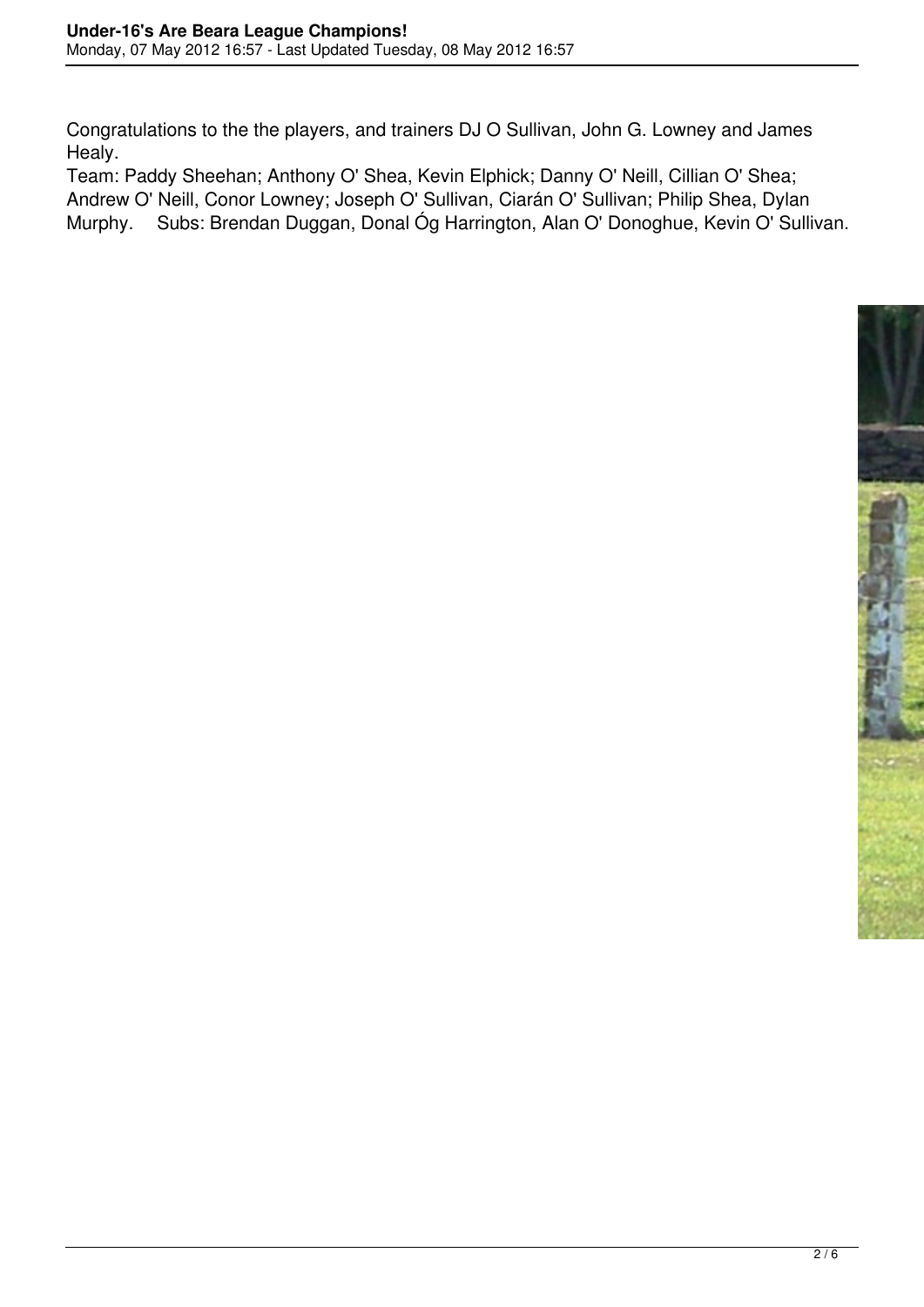Congratulations to the the players, and trainers DJ O Sullivan, John G. Lowney and James Healy.

Team: Paddy Sheehan; Anthony O' Shea, Kevin Elphick; Danny O' Neill, Cillian O' Shea; Andrew O' Neill, Conor Lowney; Joseph O' Sullivan, Ciarán O' Sullivan; Philip Shea, Dylan Murphy. Subs: Brendan Duggan, Donal Óg Harrington, Alan O' Donoghue, Kevin O' Sullivan.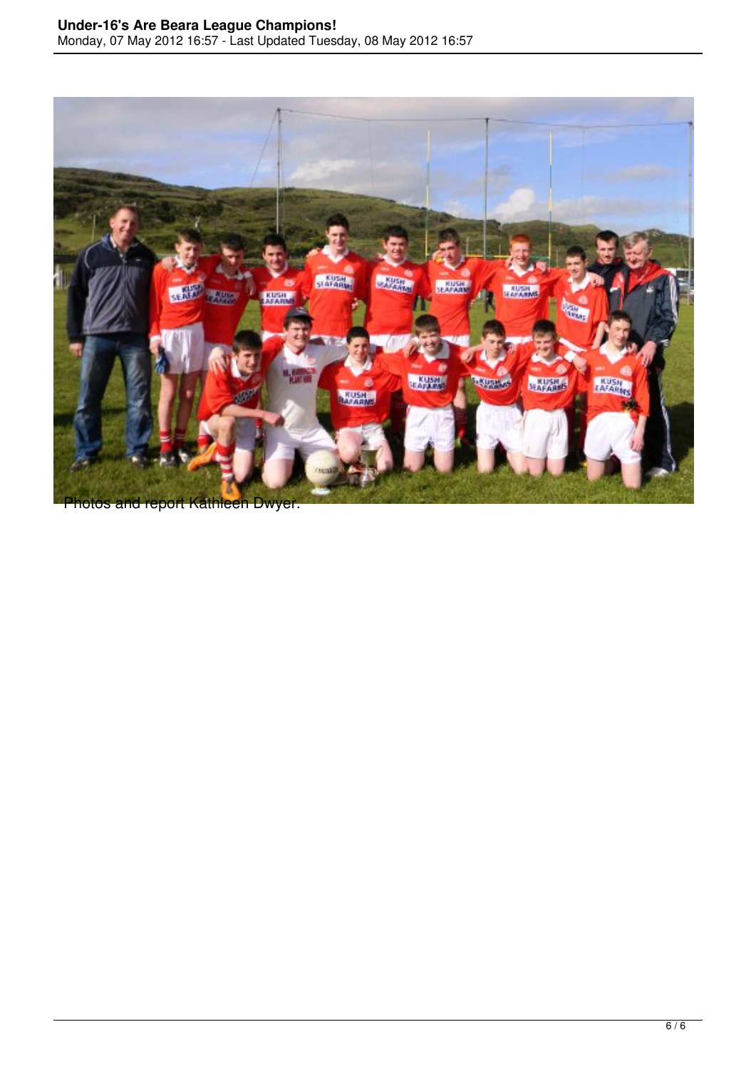Photos and report Kathleen Dwyer.